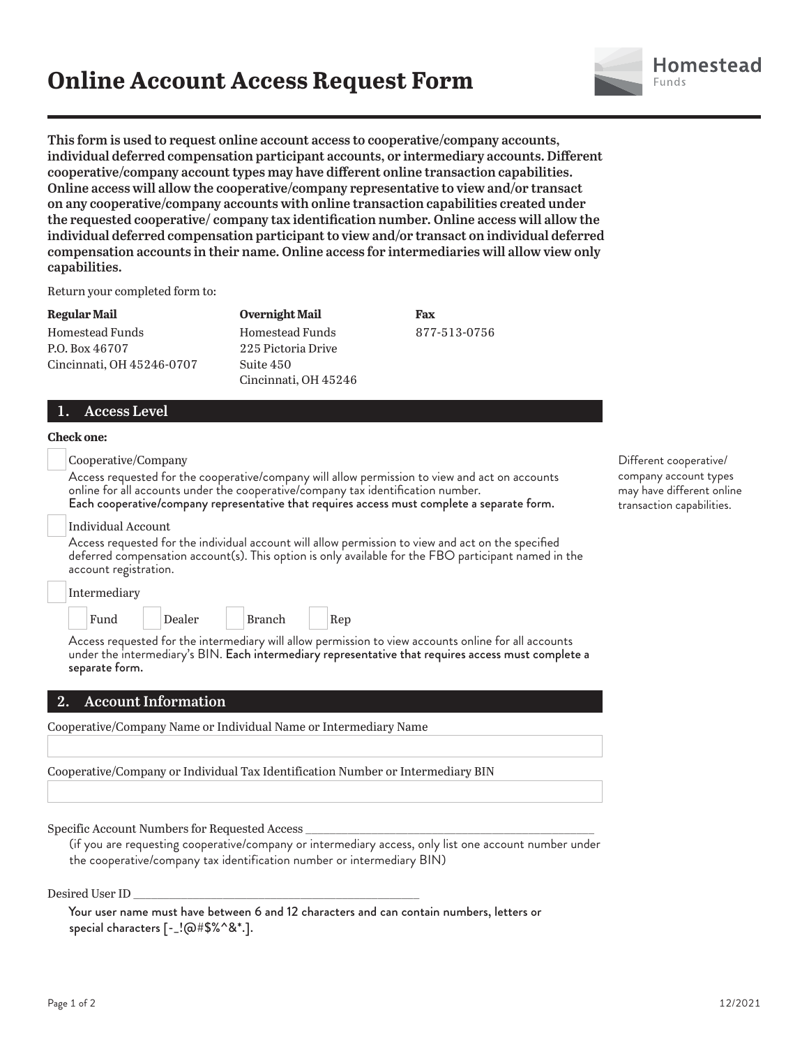# Online Account Access Request Form

Homestead Funds

**This form is used to request online account access to cooperative/company accounts, individual deferred compensation participant accounts, or intermediary accounts. Different cooperative/company account types may have different online transaction capabilities. Online access will allow the cooperative/company representative to view and/or transact on any cooperative/company accounts with online transaction capabilities created under the requested cooperative/ company tax identification number. Online access will allow the individual deferred compensation participant to view and/or transact on individual deferred compensation accounts in their name. Online access for intermediaries will allow view only capabilities.**

Return your completed form to:

| **Regular Mail** | **Overnight Mail** | **Fax** |
|---|---|---|
| Homestead Funds<br>P.O. Box 46707<br>Cincinnati, OH 45246-0707 | Homestead Funds<br>225 Pictoria Drive<br>Suite 450<br>Cincinnati, OH 45246 | 877-513-0756 |

## 1. Access Level

**Check one:**

☐ Cooperative/Company

Access requested for the cooperative/company will allow permission to view and act on accounts online for all accounts under the cooperative/company tax identification number.
**Each cooperative/company representative that requires access must complete a separate form.**

☐ Individual Account

Access requested for the individual account will allow permission to view and act on the specified deferred compensation account(s). This option is only available for the FBO participant named in the account registration.

☐ Intermediary

☐ Fund ☐ Dealer ☐ Branch ☐ Rep

Access requested for the intermediary will allow permission to view accounts online for all accounts under the intermediary's BIN. **Each intermediary representative that requires access must complete a separate form.**

Different cooperative/company account types may have different online transaction capabilities.

## 2. Account Information

Cooperative/Company Name or Individual Name or Intermediary Name

\_\_\_\_\_\_\_\_\_\_\_\_\_\_\_\_\_\_\_\_\_\_\_\_\_\_\_\_\_\_\_\_\_\_\_\_\_\_\_\_

Cooperative/Company or Individual Tax Identification Number or Intermediary BIN

\_\_\_\_\_\_\_\_\_\_\_\_\_\_\_\_\_\_\_\_\_\_\_\_\_\_\_\_\_\_\_\_\_\_\_\_\_\_\_\_

Specific Account Numbers for Requested Access \_\_\_\_\_\_\_\_\_\_\_\_\_\_\_\_\_\_\_\_\_\_\_\_\_\_\_\_\_\_\_\_\_\_\_\_\_\_\_\_

(if you are requesting cooperative/company or intermediary access, only list one account number under the cooperative/company tax identification number or intermediary BIN)

Desired User ID \_\_\_\_\_\_\_\_\_\_\_\_\_\_\_\_\_\_\_\_\_\_\_\_\_\_\_\_\_\_\_\_\_\_\_\_\_\_\_\_

Your user name must have between 6 and 12 characters and can contain numbers, letters or special characters [-_!@#$%^&*.].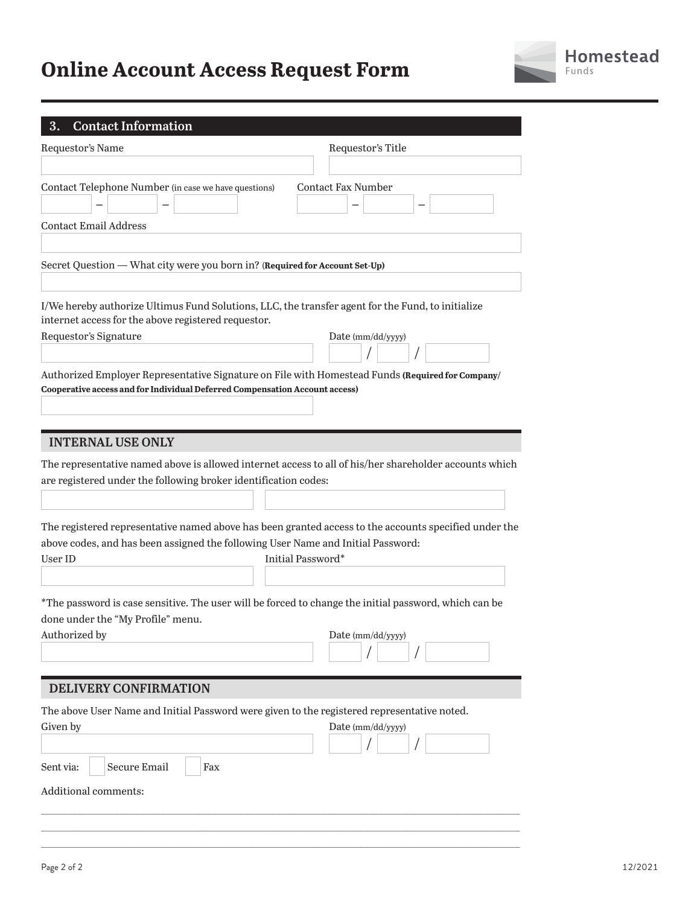# Online Account Access Request Form

Homestead Funds

## 3. Contact Information

Requestor's Name

Requestor's Title

Contact Telephone Number (in case we have questions)

\_\_\_ – \_\_\_ – \_\_\_

Contact Fax Number

\_\_\_ – \_\_\_ – \_\_\_

Contact Email Address

Secret Question — What city were you born in? (**Required for Account Set-Up**)

I/We hereby authorize Ultimus Fund Solutions, LLC, the transfer agent for the Fund, to initialize internet access for the above registered requestor.

Requestor's Signature

Date (mm/dd/yyyy) \_\_\_ / \_\_\_ / \_\_\_

Authorized Employer Representative Signature on File with Homestead Funds **(Required for Company/Cooperative access and for Individual Deferred Compensation Account access)**

## INTERNAL USE ONLY

The representative named above is allowed internet access to all of his/her shareholder accounts which are registered under the following broker identification codes:

The registered representative named above has been granted access to the accounts specified under the above codes, and has been assigned the following User Name and Initial Password:

User ID

Initial Password*

*The password is case sensitive. The user will be forced to change the initial password, which can be done under the "My Profile" menu.

Authorized by

Date (mm/dd/yyyy) \_\_\_ / \_\_\_ / \_\_\_

## DELIVERY CONFIRMATION

The above User Name and Initial Password were given to the registered representative noted.

Given by

Date (mm/dd/yyyy) \_\_\_ / \_\_\_ / \_\_\_

Sent via: ☐ Secure Email ☐ Fax

Additional comments:

\_\_\_\_\_\_\_\_\_\_\_\_\_\_\_\_\_\_\_\_\_\_\_\_\_\_\_\_\_\_\_\_\_\_\_\_\_\_\_\_\_\_\_\_\_\_\_\_\_\_\_\_\_\_\_\_\_\_\_\_\_\_\_\_\_\_\_\_\_\_\_\_\_\_\_\_

\_\_\_\_\_\_\_\_\_\_\_\_\_\_\_\_\_\_\_\_\_\_\_\_\_\_\_\_\_\_\_\_\_\_\_\_\_\_\_\_\_\_\_\_\_\_\_\_\_\_\_\_\_\_\_\_\_\_\_\_\_\_\_\_\_\_\_\_\_\_\_\_\_\_\_\_

\_\_\_\_\_\_\_\_\_\_\_\_\_\_\_\_\_\_\_\_\_\_\_\_\_\_\_\_\_\_\_\_\_\_\_\_\_\_\_\_\_\_\_\_\_\_\_\_\_\_\_\_\_\_\_\_\_\_\_\_\_\_\_\_\_\_\_\_\_\_\_\_\_\_\_\_

12/2021